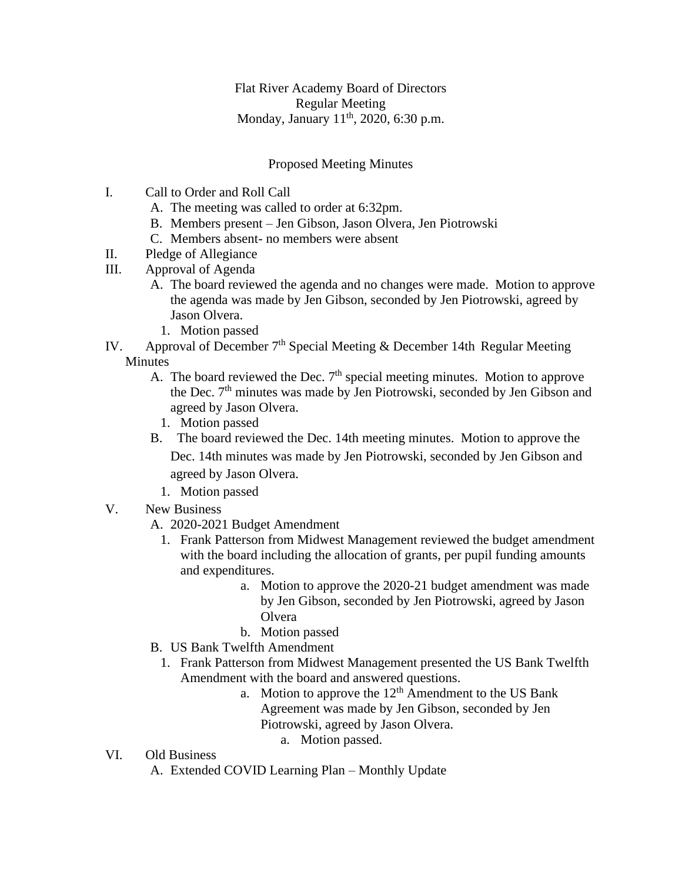Flat River Academy Board of Directors
Regular Meeting
Monday, January 11th, 2020, 6:30 p.m.

Proposed Meeting Minutes

I. Call to Order and Roll Call
   - A. The meeting was called to order at 6:32pm.
   - B. Members present – Jen Gibson, Jason Olvera, Jen Piotrowski
   - C. Members absent- no members were absent

II. Pledge of Allegiance

III. Approval of Agenda
   - A. The board reviewed the agenda and no changes were made. Motion to approve the agenda was made by Jen Gibson, seconded by Jen Piotrowski, agreed by Jason Olvera.
     1. Motion passed

IV. Approval of December 7th Special Meeting & December 14th Regular Meeting Minutes
   - A. The board reviewed the Dec. 7th special meeting minutes. Motion to approve the Dec. 7th minutes was made by Jen Piotrowski, seconded by Jen Gibson and agreed by Jason Olvera.
     1. Motion passed
   - B. The board reviewed the Dec. 14th meeting minutes. Motion to approve the Dec. 14th minutes was made by Jen Piotrowski, seconded by Jen Gibson and agreed by Jason Olvera.
     1. Motion passed

V. New Business
   - A. 2020-2021 Budget Amendment
     1. Frank Patterson from Midwest Management reviewed the budget amendment with the board including the allocation of grants, per pupil funding amounts and expenditures.
        - a. Motion to approve the 2020-21 budget amendment was made by Jen Gibson, seconded by Jen Piotrowski, agreed by Jason Olvera
        - b. Motion passed
   - B. US Bank Twelfth Amendment
     1. Frank Patterson from Midwest Management presented the US Bank Twelfth Amendment with the board and answered questions.
        - a. Motion to approve the 12th Amendment to the US Bank Agreement was made by Jen Gibson, seconded by Jen Piotrowski, agreed by Jason Olvera.
          - a. Motion passed.

VI. Old Business
   - A. Extended COVID Learning Plan – Monthly Update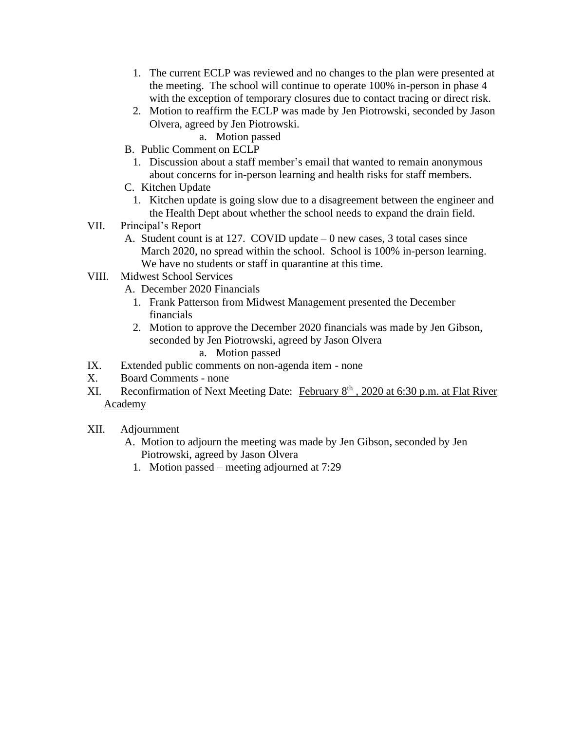1. The current ECLP was reviewed and no changes to the plan were presented at the meeting. The school will continue to operate 100% in-person in phase 4 with the exception of temporary closures due to contact tracing or direct risk.
2. Motion to reaffirm the ECLP was made by Jen Piotrowski, seconded by Jason Olvera, agreed by Jen Piotrowski.
   a. Motion passed

B. Public Comment on ECLP
   1. Discussion about a staff member's email that wanted to remain anonymous about concerns for in-person learning and health risks for staff members.

C. Kitchen Update
   1. Kitchen update is going slow due to a disagreement between the engineer and the Health Dept about whether the school needs to expand the drain field.

VII. Principal's Report
   A. Student count is at 127. COVID update – 0 new cases, 3 total cases since March 2020, no spread within the school. School is 100% in-person learning. We have no students or staff in quarantine at this time.

VIII. Midwest School Services
   A. December 2020 Financials
      1. Frank Patterson from Midwest Management presented the December financials
      2. Motion to approve the December 2020 financials was made by Jen Gibson, seconded by Jen Piotrowski, agreed by Jason Olvera
         a. Motion passed

IX. Extended public comments on non-agenda item - none

X. Board Comments - none

XI. Reconfirmation of Next Meeting Date: <u>February 8th , 2020 at 6:30 p.m. at Flat River Academy</u>

XII. Adjournment
   A. Motion to adjourn the meeting was made by Jen Gibson, seconded by Jen Piotrowski, agreed by Jason Olvera
      1. Motion passed – meeting adjourned at 7:29